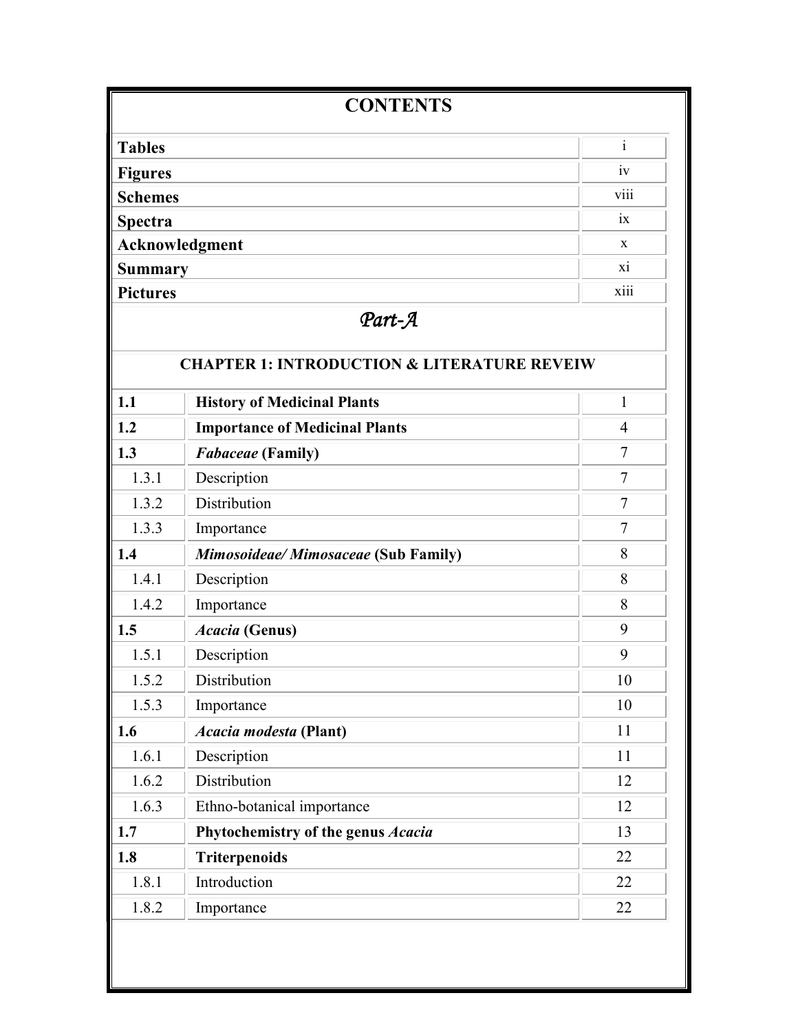# CONTENTS

| | |
|---|---|
| **Tables** | i |
| **Figures** | iv |
| **Schemes** | viii |
| **Spectra** | ix |
| **Acknowledgment** | x |
| **Summary** | xi |
| **Pictures** | xiii |

## *Part-A*

### CHAPTER 1: INTRODUCTION & LITERATURE REVEIW

| | | |
|---|---|---|
| **1.1** | **History of Medicinal Plants** | 1 |
| **1.2** | **Importance of Medicinal Plants** | 4 |
| **1.3** | ***Fabaceae* (Family)** | 7 |
| 1.3.1 | Description | 7 |
| 1.3.2 | Distribution | 7 |
| 1.3.3 | Importance | 7 |
| **1.4** | ***Mimosoideae/ Mimosaceae* (Sub Family)** | 8 |
| 1.4.1 | Description | 8 |
| 1.4.2 | Importance | 8 |
| **1.5** | ***Acacia* (Genus)** | 9 |
| 1.5.1 | Description | 9 |
| 1.5.2 | Distribution | 10 |
| 1.5.3 | Importance | 10 |
| **1.6** | ***Acacia modesta* (Plant)** | 11 |
| 1.6.1 | Description | 11 |
| 1.6.2 | Distribution | 12 |
| 1.6.3 | Ethno-botanical importance | 12 |
| **1.7** | **Phytochemistry of the genus *Acacia*** | 13 |
| **1.8** | **Triterpenoids** | 22 |
| 1.8.1 | Introduction | 22 |
| 1.8.2 | Importance | 22 |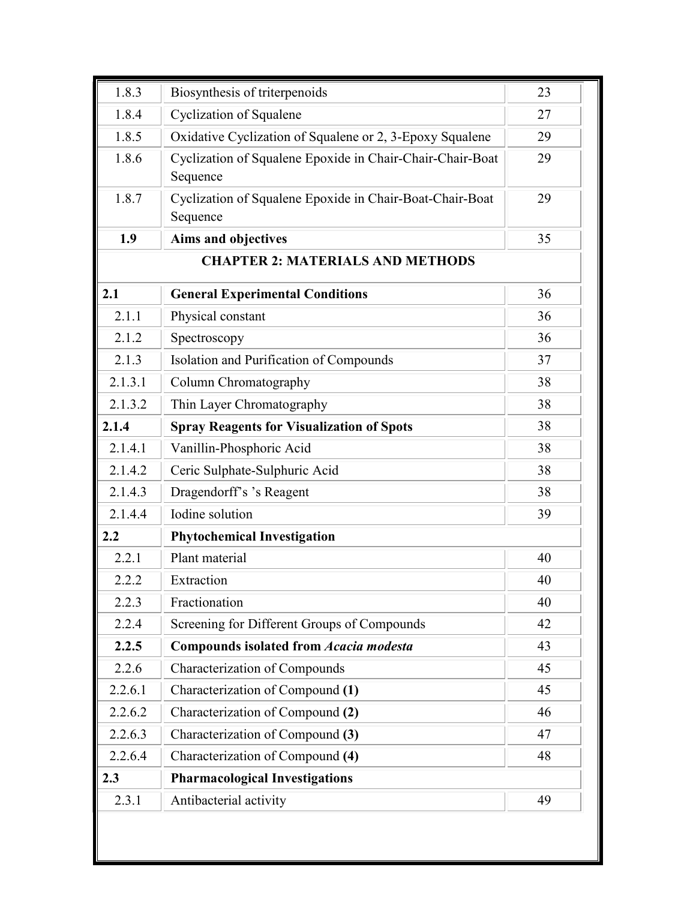| | | |
|---|---|---|
| 1.8.3 | Biosynthesis of triterpenoids | 23 |
| 1.8.4 | Cyclization of Squalene | 27 |
| 1.8.5 | Oxidative Cyclization of Squalene or 2, 3-Epoxy Squalene | 29 |
| 1.8.6 | Cyclization of Squalene Epoxide in Chair-Chair-Chair-Boat Sequence | 29 |
| 1.8.7 | Cyclization of Squalene Epoxide in Chair-Boat-Chair-Boat Sequence | 29 |
| **1.9** | **Aims and objectives** | 35 |
| | **CHAPTER 2: MATERIALS AND METHODS** | |
| **2.1** | **General Experimental Conditions** | 36 |
| 2.1.1 | Physical constant | 36 |
| 2.1.2 | Spectroscopy | 36 |
| 2.1.3 | Isolation and Purification of Compounds | 37 |
| 2.1.3.1 | Column Chromatography | 38 |
| 2.1.3.2 | Thin Layer Chromatography | 38 |
| **2.1.4** | **Spray Reagents for Visualization of Spots** | 38 |
| 2.1.4.1 | Vanillin-Phosphoric Acid | 38 |
| 2.1.4.2 | Ceric Sulphate-Sulphuric Acid | 38 |
| 2.1.4.3 | Dragendorff's 's Reagent | 38 |
| 2.1.4.4 | Iodine solution | 39 |
| **2.2** | **Phytochemical Investigation** | |
| 2.2.1 | Plant material | 40 |
| 2.2.2 | Extraction | 40 |
| 2.2.3 | Fractionation | 40 |
| 2.2.4 | Screening for Different Groups of Compounds | 42 |
| **2.2.5** | **Compounds isolated from *Acacia modesta*** | 43 |
| 2.2.6 | Characterization of Compounds | 45 |
| 2.2.6.1 | Characterization of Compound **(1)** | 45 |
| 2.2.6.2 | Characterization of Compound **(2)** | 46 |
| 2.2.6.3 | Characterization of Compound **(3)** | 47 |
| 2.2.6.4 | Characterization of Compound **(4)** | 48 |
| **2.3** | **Pharmacological Investigations** | |
| 2.3.1 | Antibacterial activity | 49 |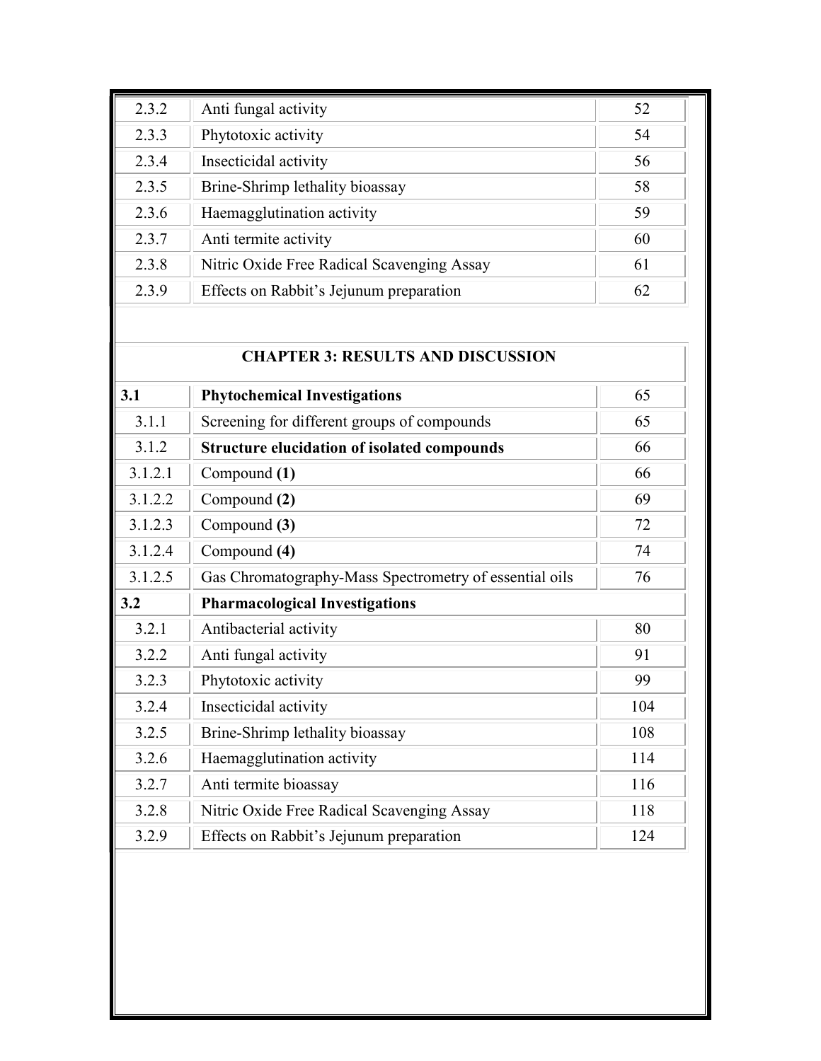| | | |
|---|---|---|
| 2.3.2 | Anti fungal activity | 52 |
| 2.3.3 | Phytotoxic activity | 54 |
| 2.3.4 | Insecticidal activity | 56 |
| 2.3.5 | Brine-Shrimp lethality bioassay | 58 |
| 2.3.6 | Haemagglutination activity | 59 |
| 2.3.7 | Anti termite activity | 60 |
| 2.3.8 | Nitric Oxide Free Radical Scavenging Assay | 61 |
| 2.3.9 | Effects on Rabbit's Jejunum preparation | 62 |

**CHAPTER 3: RESULTS AND DISCUSSION**

| | | |
|---|---|---|
| **3.1** | **Phytochemical Investigations** | 65 |
| 3.1.1 | Screening for different groups of compounds | 65 |
| 3.1.2 | **Structure elucidation of isolated compounds** | 66 |
| 3.1.2.1 | Compound **(1)** | 66 |
| 3.1.2.2 | Compound **(2)** | 69 |
| 3.1.2.3 | Compound **(3)** | 72 |
| 3.1.2.4 | Compound **(4)** | 74 |
| 3.1.2.5 | Gas Chromatography-Mass Spectrometry of essential oils | 76 |
| **3.2** | **Pharmacological Investigations** | |
| 3.2.1 | Antibacterial activity | 80 |
| 3.2.2 | Anti fungal activity | 91 |
| 3.2.3 | Phytotoxic activity | 99 |
| 3.2.4 | Insecticidal activity | 104 |
| 3.2.5 | Brine-Shrimp lethality bioassay | 108 |
| 3.2.6 | Haemagglutination activity | 114 |
| 3.2.7 | Anti termite bioassay | 116 |
| 3.2.8 | Nitric Oxide Free Radical Scavenging Assay | 118 |
| 3.2.9 | Effects on Rabbit's Jejunum preparation | 124 |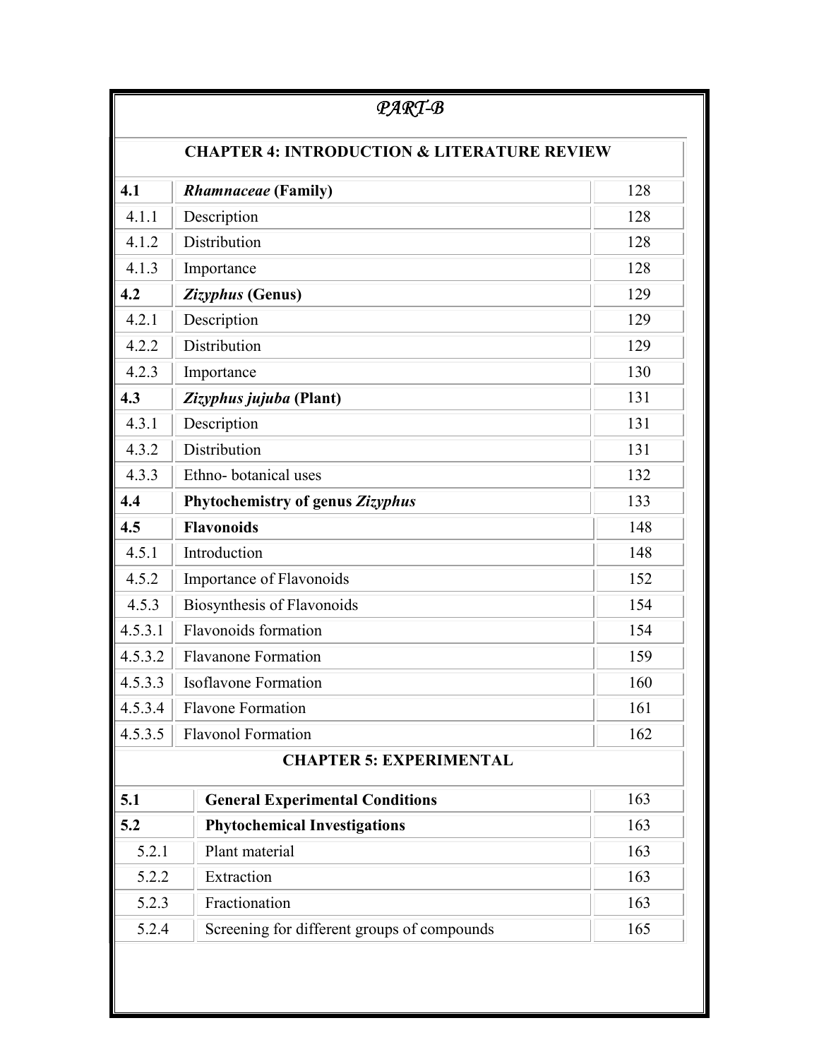# *PART-B*

## CHAPTER 4: INTRODUCTION & LITERATURE REVIEW

| | | |
|---|---|---|
| **4.1** | ***Rhamnaceae* (Family)** | 128 |
| 4.1.1 | Description | 128 |
| 4.1.2 | Distribution | 128 |
| 4.1.3 | Importance | 128 |
| **4.2** | ***Zizyphus* (Genus)** | 129 |
| 4.2.1 | Description | 129 |
| 4.2.2 | Distribution | 129 |
| 4.2.3 | Importance | 130 |
| **4.3** | ***Zizyphus jujuba* (Plant)** | 131 |
| 4.3.1 | Description | 131 |
| 4.3.2 | Distribution | 131 |
| 4.3.3 | Ethno- botanical uses | 132 |
| **4.4** | **Phytochemistry of genus *Zizyphus*** | 133 |
| **4.5** | **Flavonoids** | 148 |
| 4.5.1 | Introduction | 148 |
| 4.5.2 | Importance of Flavonoids | 152 |
| 4.5.3 | Biosynthesis of Flavonoids | 154 |
| 4.5.3.1 | Flavonoids formation | 154 |
| 4.5.3.2 | Flavanone Formation | 159 |
| 4.5.3.3 | Isoflavone Formation | 160 |
| 4.5.3.4 | Flavone Formation | 161 |
| 4.5.3.5 | Flavonol Formation | 162 |

## CHAPTER 5: EXPERIMENTAL

| | | |
|---|---|---|
| **5.1** | **General Experimental Conditions** | 163 |
| **5.2** | **Phytochemical Investigations** | 163 |
| 5.2.1 | Plant material | 163 |
| 5.2.2 | Extraction | 163 |
| 5.2.3 | Fractionation | 163 |
| 5.2.4 | Screening for different groups of compounds | 165 |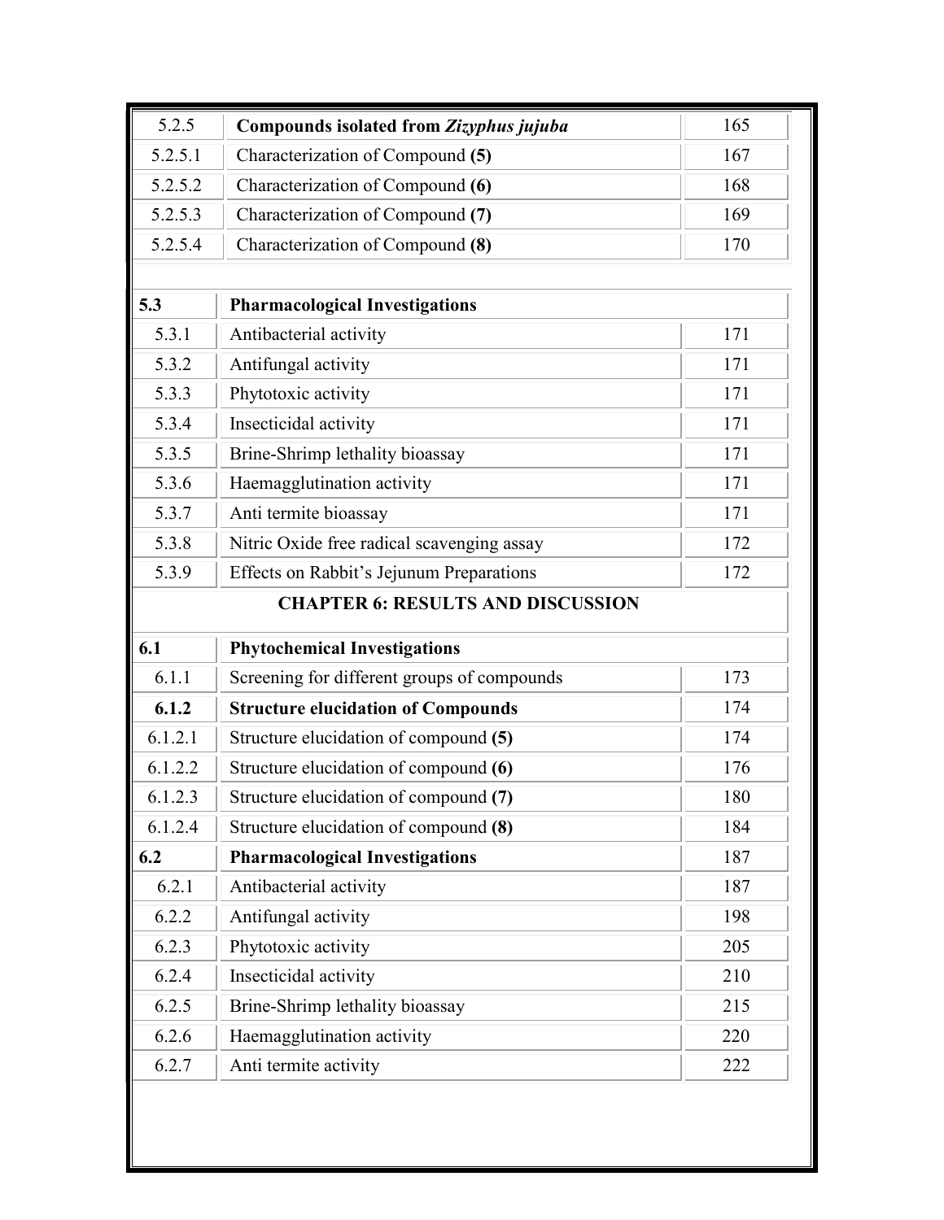| | | |
|---|---|---|
| 5.2.5 | **Compounds isolated from *Zizyphus jujuba*** | 165 |
| 5.2.5.1 | Characterization of Compound **(5)** | 167 |
| 5.2.5.2 | Characterization of Compound **(6)** | 168 |
| 5.2.5.3 | Characterization of Compound **(7)** | 169 |
| 5.2.5.4 | Characterization of Compound **(8)** | 170 |

| | | |
|---|---|---|
| **5.3** | **Pharmacological Investigations** | |
| 5.3.1 | Antibacterial activity | 171 |
| 5.3.2 | Antifungal activity | 171 |
| 5.3.3 | Phytotoxic activity | 171 |
| 5.3.4 | Insecticidal activity | 171 |
| 5.3.5 | Brine-Shrimp lethality bioassay | 171 |
| 5.3.6 | Haemagglutination activity | 171 |
| 5.3.7 | Anti termite bioassay | 171 |
| 5.3.8 | Nitric Oxide free radical scavenging assay | 172 |
| 5.3.9 | Effects on Rabbit's Jejunum Preparations | 172 |

## CHAPTER 6: RESULTS AND DISCUSSION

| | | |
|---|---|---|
| **6.1** | **Phytochemical Investigations** | |
| 6.1.1 | Screening for different groups of compounds | 173 |
| **6.1.2** | **Structure elucidation of Compounds** | 174 |
| 6.1.2.1 | Structure elucidation of compound **(5)** | 174 |
| 6.1.2.2 | Structure elucidation of compound **(6)** | 176 |
| 6.1.2.3 | Structure elucidation of compound **(7)** | 180 |
| 6.1.2.4 | Structure elucidation of compound **(8)** | 184 |
| **6.2** | **Pharmacological Investigations** | 187 |
| 6.2.1 | Antibacterial activity | 187 |
| 6.2.2 | Antifungal activity | 198 |
| 6.2.3 | Phytotoxic activity | 205 |
| 6.2.4 | Insecticidal activity | 210 |
| 6.2.5 | Brine-Shrimp lethality bioassay | 215 |
| 6.2.6 | Haemagglutination activity | 220 |
| 6.2.7 | Anti termite activity | 222 |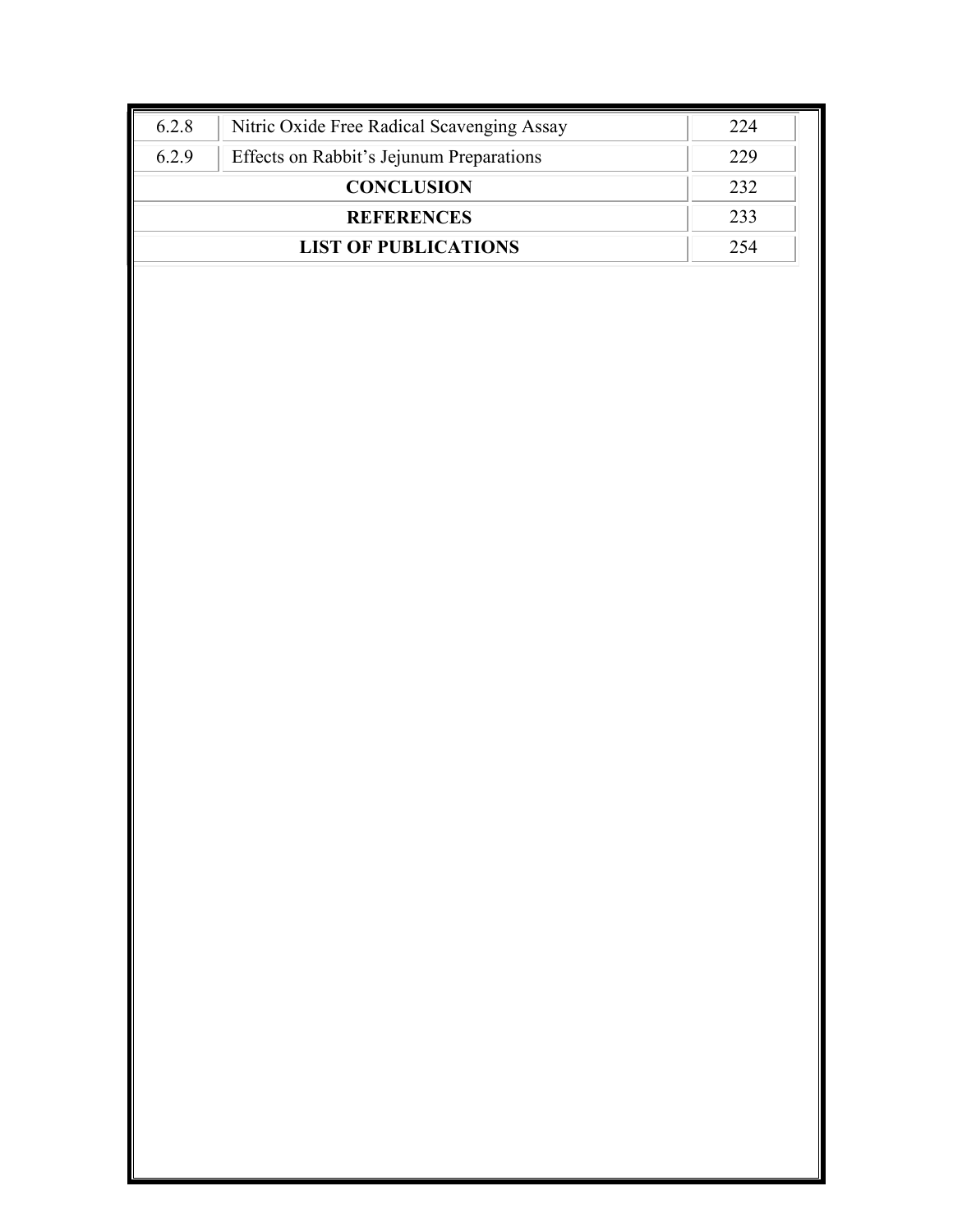| | | |
|---|---|---|
| 6.2.8 | Nitric Oxide Free Radical Scavenging Assay | 224 |
| 6.2.9 | Effects on Rabbit's Jejunum Preparations | 229 |
| **CONCLUSION** | | 232 |
| **REFERENCES** | | 233 |
| **LIST OF PUBLICATIONS** | | 254 |